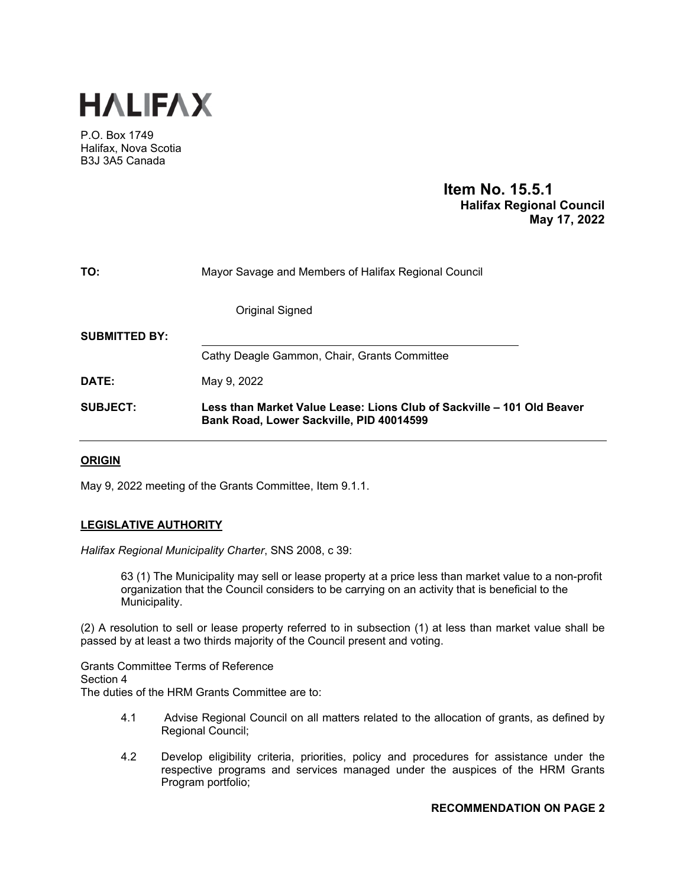# HALIFAX

P.O. Box 1749
Halifax, Nova Scotia
B3J 3A5 Canada

**Item No. 15.5.1**
**Halifax Regional Council**
**May 17, 2022**

**TO:** Mayor Savage and Members of Halifax Regional Council

Original Signed

**SUBMITTED BY:**

Cathy Deagle Gammon, Chair, Grants Committee

**DATE:** May 9, 2022

**SUBJECT:** **Less than Market Value Lease: Lions Club of Sackville – 101 Old Beaver Bank Road, Lower Sackville, PID 40014599**

## ORIGIN

May 9, 2022 meeting of the Grants Committee, Item 9.1.1.

## LEGISLATIVE AUTHORITY

*Halifax Regional Municipality Charter*, SNS 2008, c 39:

> 63 (1) The Municipality may sell or lease property at a price less than market value to a non-profit organization that the Council considers to be carrying on an activity that is beneficial to the Municipality.

(2) A resolution to sell or lease property referred to in subsection (1) at less than market value shall be passed by at least a two thirds majority of the Council present and voting.

Grants Committee Terms of Reference
Section 4
The duties of the HRM Grants Committee are to:

> 4.1 Advise Regional Council on all matters related to the allocation of grants, as defined by Regional Council;
>
> 4.2 Develop eligibility criteria, priorities, policy and procedures for assistance under the respective programs and services managed under the auspices of the HRM Grants Program portfolio;

**RECOMMENDATION ON PAGE 2**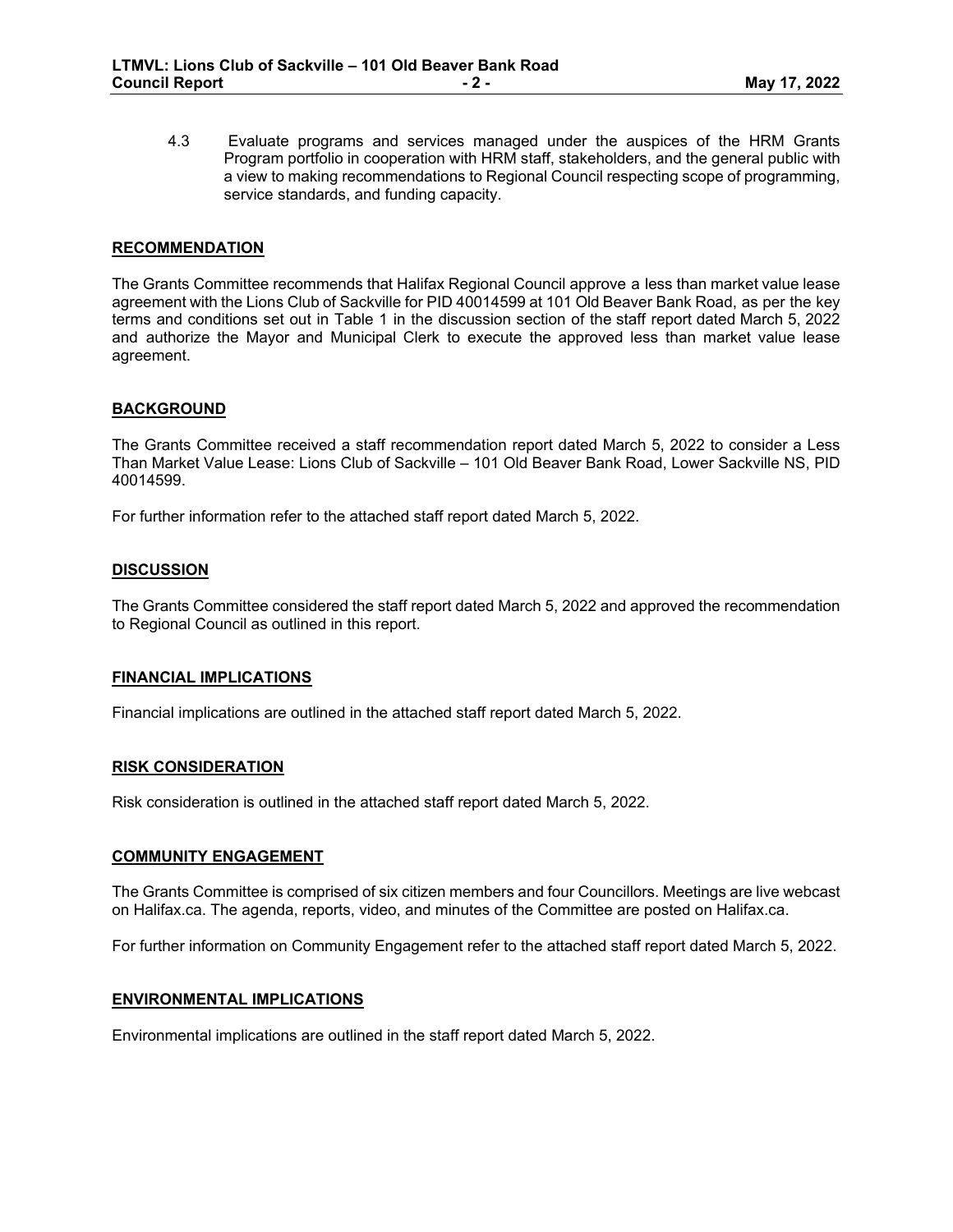4.3 Evaluate programs and services managed under the auspices of the HRM Grants Program portfolio in cooperation with HRM staff, stakeholders, and the general public with a view to making recommendations to Regional Council respecting scope of programming, service standards, and funding capacity.

## RECOMMENDATION

The Grants Committee recommends that Halifax Regional Council approve a less than market value lease agreement with the Lions Club of Sackville for PID 40014599 at 101 Old Beaver Bank Road, as per the key terms and conditions set out in Table 1 in the discussion section of the staff report dated March 5, 2022 and authorize the Mayor and Municipal Clerk to execute the approved less than market value lease agreement.

## BACKGROUND

The Grants Committee received a staff recommendation report dated March 5, 2022 to consider a Less Than Market Value Lease: Lions Club of Sackville – 101 Old Beaver Bank Road, Lower Sackville NS, PID 40014599.

For further information refer to the attached staff report dated March 5, 2022.

## DISCUSSION

The Grants Committee considered the staff report dated March 5, 2022 and approved the recommendation to Regional Council as outlined in this report.

## FINANCIAL IMPLICATIONS

Financial implications are outlined in the attached staff report dated March 5, 2022.

## RISK CONSIDERATION

Risk consideration is outlined in the attached staff report dated March 5, 2022.

## COMMUNITY ENGAGEMENT

The Grants Committee is comprised of six citizen members and four Councillors. Meetings are live webcast on Halifax.ca. The agenda, reports, video, and minutes of the Committee are posted on Halifax.ca.

For further information on Community Engagement refer to the attached staff report dated March 5, 2022.

## ENVIRONMENTAL IMPLICATIONS

Environmental implications are outlined in the staff report dated March 5, 2022.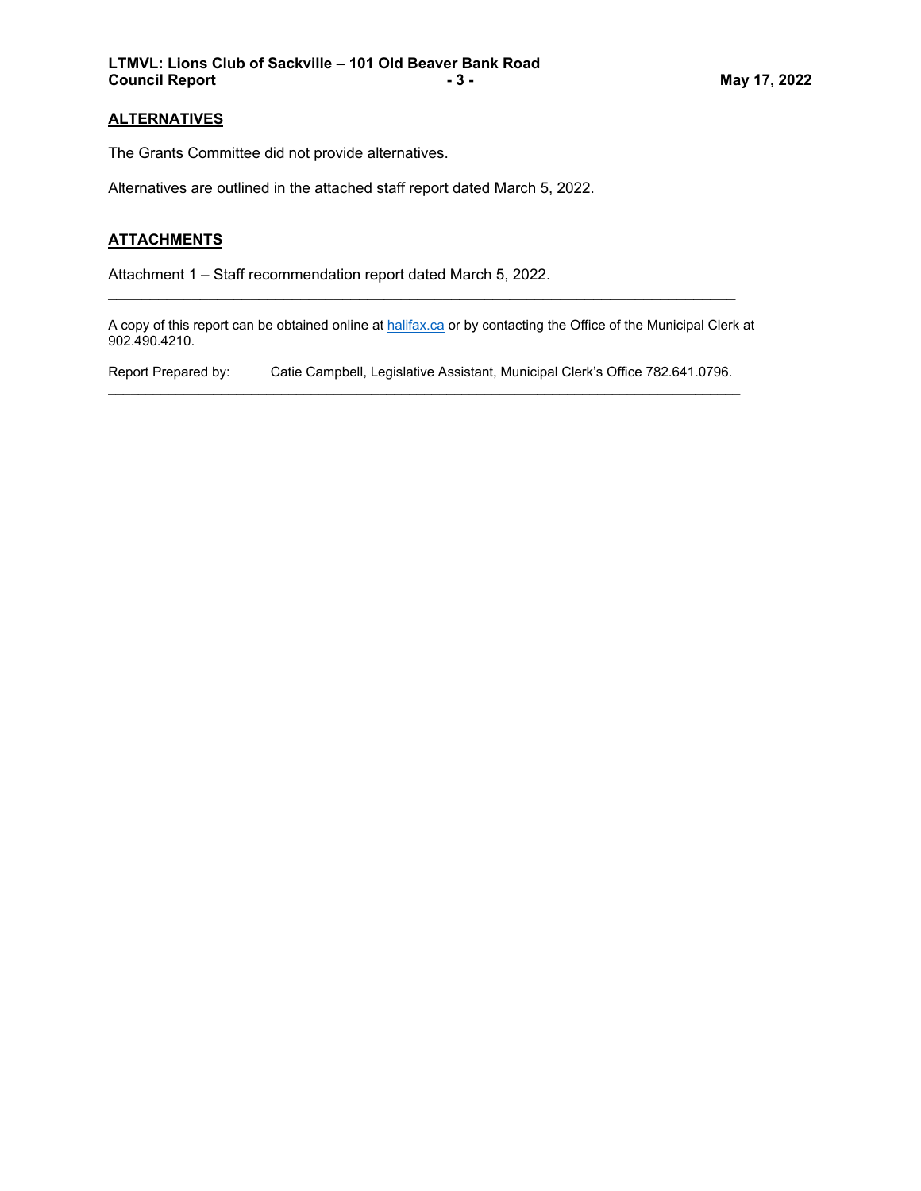## ALTERNATIVES

The Grants Committee did not provide alternatives.

Alternatives are outlined in the attached staff report dated March 5, 2022.

## ATTACHMENTS

Attachment 1 – Staff recommendation report dated March 5, 2022.

---

A copy of this report can be obtained online at [halifax.ca](halifax.ca) or by contacting the Office of the Municipal Clerk at 902.490.4210.

Report Prepared by: Catie Campbell, Legislative Assistant, Municipal Clerk's Office 782.641.0796.

---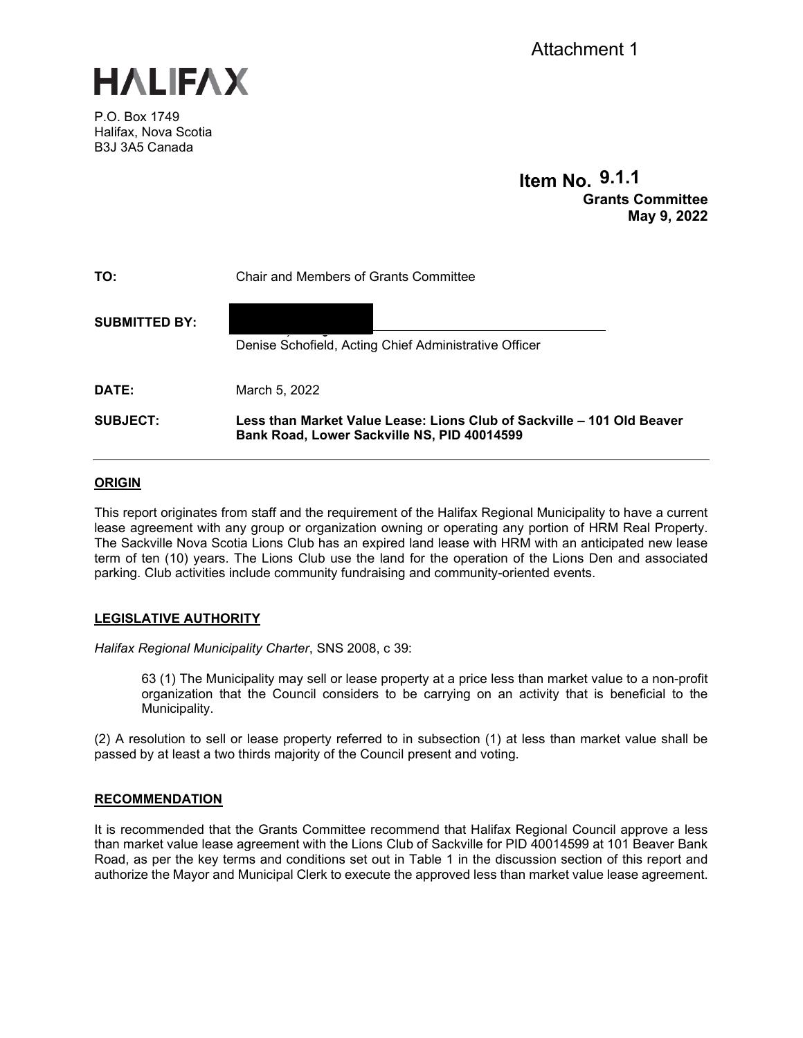Attachment 1

# HALIFAX

P.O. Box 1749
Halifax, Nova Scotia
B3J 3A5 Canada

**Item No. 9.1.1**
**Grants Committee**
**May 9, 2022**

**TO:** Chair and Members of Grants Committee

**SUBMITTED BY:**

Denise Schofield, Acting Chief Administrative Officer

**DATE:** March 5, 2022

**SUBJECT:** **Less than Market Value Lease: Lions Club of Sackville – 101 Old Beaver Bank Road, Lower Sackville NS, PID 40014599**

---

## ORIGIN

This report originates from staff and the requirement of the Halifax Regional Municipality to have a current lease agreement with any group or organization owning or operating any portion of HRM Real Property. The Sackville Nova Scotia Lions Club has an expired land lease with HRM with an anticipated new lease term of ten (10) years. The Lions Club use the land for the operation of the Lions Den and associated parking. Club activities include community fundraising and community-oriented events.

## LEGISLATIVE AUTHORITY

*Halifax Regional Municipality Charter*, SNS 2008, c 39:

> 63 (1) The Municipality may sell or lease property at a price less than market value to a non-profit organization that the Council considers to be carrying on an activity that is beneficial to the Municipality.

(2) A resolution to sell or lease property referred to in subsection (1) at less than market value shall be passed by at least a two thirds majority of the Council present and voting.

## RECOMMENDATION

It is recommended that the Grants Committee recommend that Halifax Regional Council approve a less than market value lease agreement with the Lions Club of Sackville for PID 40014599 at 101 Beaver Bank Road, as per the key terms and conditions set out in Table 1 in the discussion section of this report and authorize the Mayor and Municipal Clerk to execute the approved less than market value lease agreement.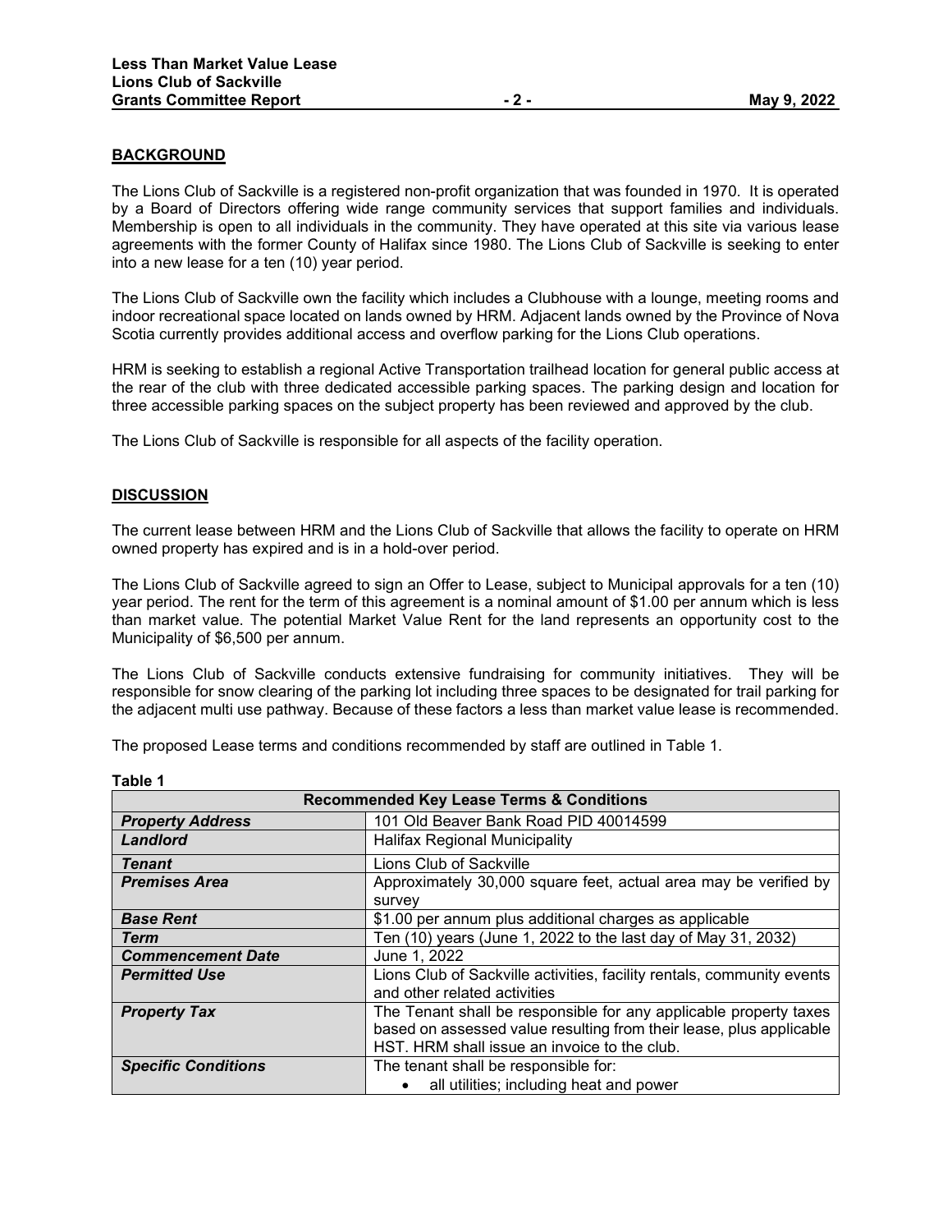## BACKGROUND

The Lions Club of Sackville is a registered non-profit organization that was founded in 1970. It is operated by a Board of Directors offering wide range community services that support families and individuals. Membership is open to all individuals in the community. They have operated at this site via various lease agreements with the former County of Halifax since 1980. The Lions Club of Sackville is seeking to enter into a new lease for a ten (10) year period.

The Lions Club of Sackville own the facility which includes a Clubhouse with a lounge, meeting rooms and indoor recreational space located on lands owned by HRM. Adjacent lands owned by the Province of Nova Scotia currently provides additional access and overflow parking for the Lions Club operations.

HRM is seeking to establish a regional Active Transportation trailhead location for general public access at the rear of the club with three dedicated accessible parking spaces. The parking design and location for three accessible parking spaces on the subject property has been reviewed and approved by the club.

The Lions Club of Sackville is responsible for all aspects of the facility operation.

## DISCUSSION

The current lease between HRM and the Lions Club of Sackville that allows the facility to operate on HRM owned property has expired and is in a hold-over period.

The Lions Club of Sackville agreed to sign an Offer to Lease, subject to Municipal approvals for a ten (10) year period. The rent for the term of this agreement is a nominal amount of $1.00 per annum which is less than market value. The potential Market Value Rent for the land represents an opportunity cost to the Municipality of $6,500 per annum.

The Lions Club of Sackville conducts extensive fundraising for community initiatives. They will be responsible for snow clearing of the parking lot including three spaces to be designated for trail parking for the adjacent multi use pathway. Because of these factors a less than market value lease is recommended.

The proposed Lease terms and conditions recommended by staff are outlined in Table 1.

**Table 1**

| Recommended Key Lease Terms & Conditions | |
|---|---|
| ***Property Address*** | 101 Old Beaver Bank Road PID 40014599 |
| ***Landlord*** | Halifax Regional Municipality |
| ***Tenant*** | Lions Club of Sackville |
| ***Premises Area*** | Approximately 30,000 square feet, actual area may be verified by survey |
| ***Base Rent*** | $1.00 per annum plus additional charges as applicable |
| ***Term*** | Ten (10) years (June 1, 2022 to the last day of May 31, 2032) |
| ***Commencement Date*** | June 1, 2022 |
| ***Permitted Use*** | Lions Club of Sackville activities, facility rentals, community events and other related activities |
| ***Property Tax*** | The Tenant shall be responsible for any applicable property taxes based on assessed value resulting from their lease, plus applicable HST. HRM shall issue an invoice to the club. |
| ***Specific Conditions*** | The tenant shall be responsible for: • all utilities; including heat and power |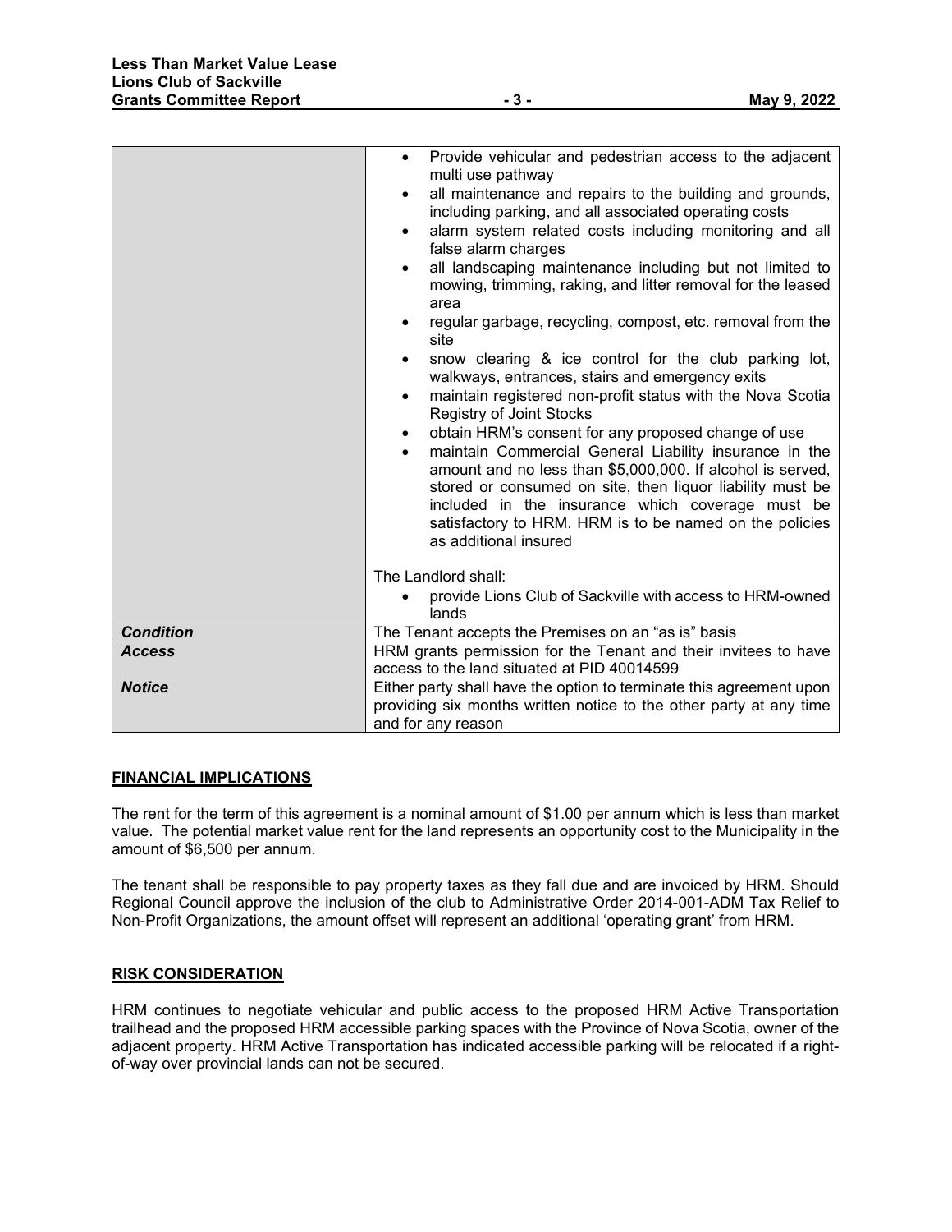| | |
|---|---|
| | • Provide vehicular and pedestrian access to the adjacent multi use pathway<br>• all maintenance and repairs to the building and grounds, including parking, and all associated operating costs<br>• alarm system related costs including monitoring and all false alarm charges<br>• all landscaping maintenance including but not limited to mowing, trimming, raking, and litter removal for the leased area<br>• regular garbage, recycling, compost, etc. removal from the site<br>• snow clearing & ice control for the club parking lot, walkways, entrances, stairs and emergency exits<br>• maintain registered non-profit status with the Nova Scotia Registry of Joint Stocks<br>• obtain HRM's consent for any proposed change of use<br>• maintain Commercial General Liability insurance in the amount and no less than $5,000,000. If alcohol is served, stored or consumed on site, then liquor liability must be included in the insurance which coverage must be satisfactory to HRM. HRM is to be named on the policies as additional insured<br><br>The Landlord shall:<br>• provide Lions Club of Sackville with access to HRM-owned lands |
| ***Condition*** | The Tenant accepts the Premises on an "as is" basis |
| ***Access*** | HRM grants permission for the Tenant and their invitees to have access to the land situated at PID 40014599 |
| ***Notice*** | Either party shall have the option to terminate this agreement upon providing six months written notice to the other party at any time and for any reason |

## FINANCIAL IMPLICATIONS

The rent for the term of this agreement is a nominal amount of $1.00 per annum which is less than market value. The potential market value rent for the land represents an opportunity cost to the Municipality in the amount of $6,500 per annum.

The tenant shall be responsible to pay property taxes as they fall due and are invoiced by HRM. Should Regional Council approve the inclusion of the club to Administrative Order 2014-001-ADM Tax Relief to Non-Profit Organizations, the amount offset will represent an additional 'operating grant' from HRM.

## RISK CONSIDERATION

HRM continues to negotiate vehicular and public access to the proposed HRM Active Transportation trailhead and the proposed HRM accessible parking spaces with the Province of Nova Scotia, owner of the adjacent property. HRM Active Transportation has indicated accessible parking will be relocated if a right-of-way over provincial lands can not be secured.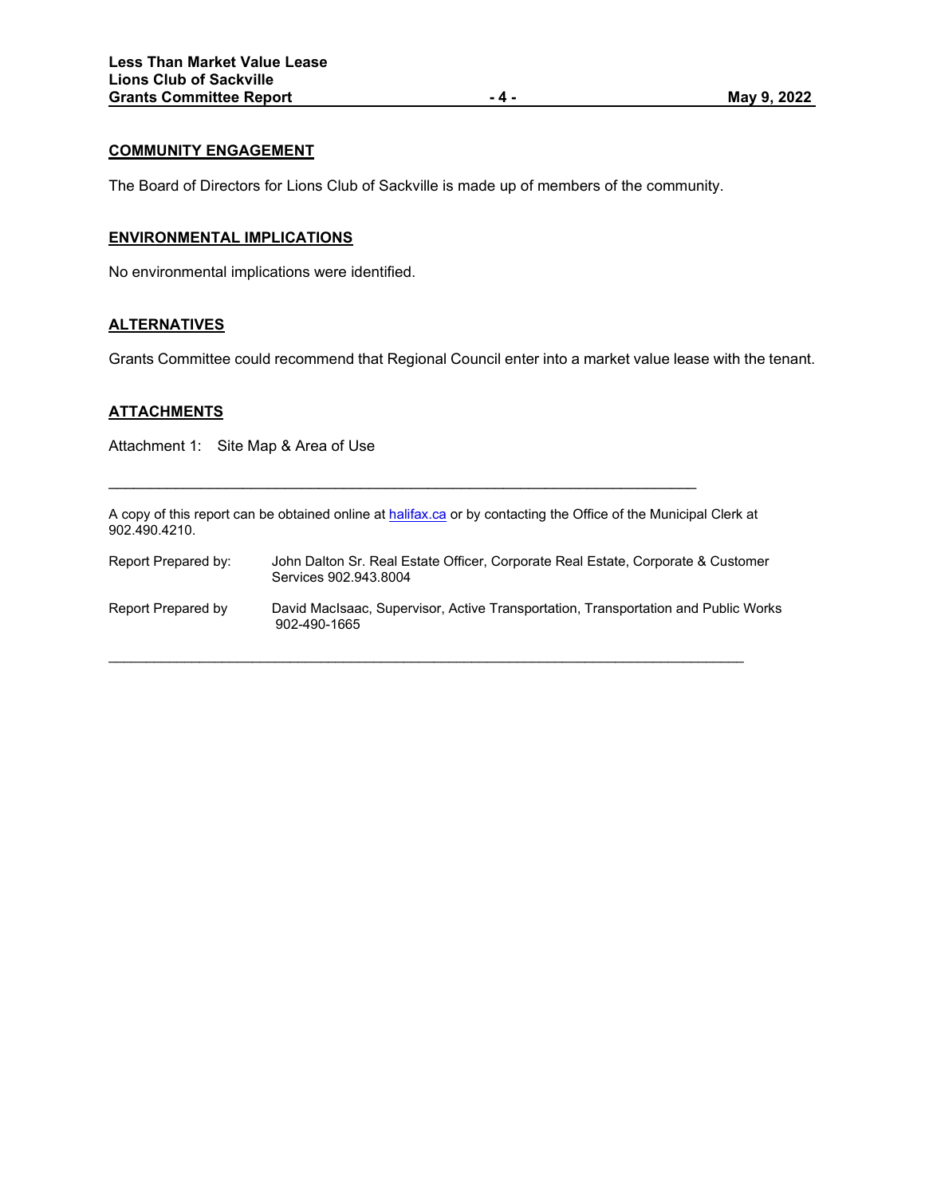## COMMUNITY ENGAGEMENT

The Board of Directors for Lions Club of Sackville is made up of members of the community.

## ENVIRONMENTAL IMPLICATIONS

No environmental implications were identified.

## ALTERNATIVES

Grants Committee could recommend that Regional Council enter into a market value lease with the tenant.

## ATTACHMENTS

Attachment 1: Site Map & Area of Use

---

A copy of this report can be obtained online at [halifax.ca](halifax.ca) or by contacting the Office of the Municipal Clerk at 902.490.4210.

Report Prepared by: John Dalton Sr. Real Estate Officer, Corporate Real Estate, Corporate & Customer Services 902.943.8004

Report Prepared by David MacIsaac, Supervisor, Active Transportation, Transportation and Public Works 902-490-1665

---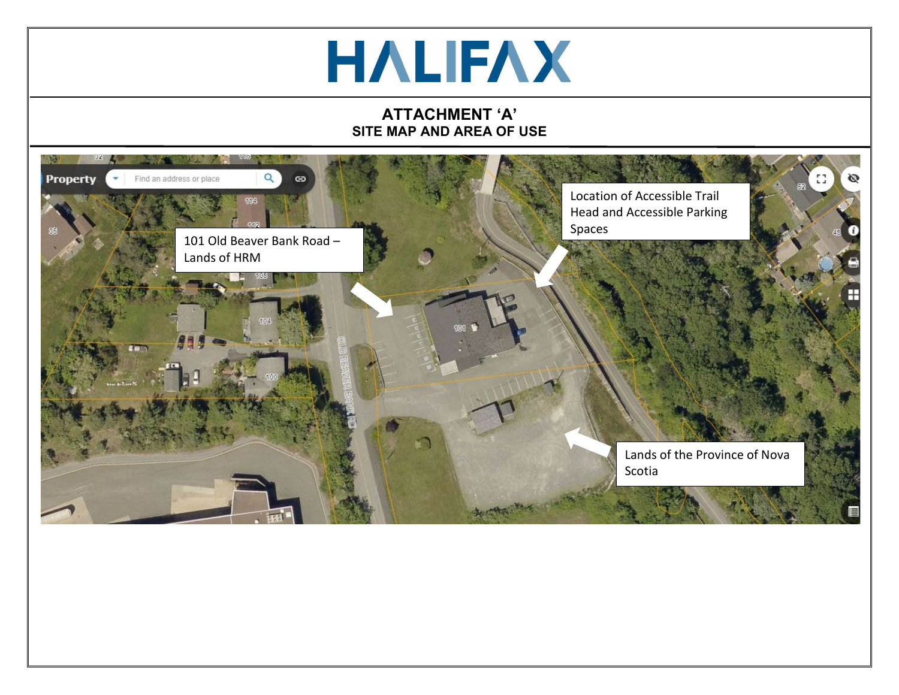# HALIFAX

## ATTACHMENT 'A'
## SITE MAP AND AREA OF USE

101 Old Beaver Bank Road – Lands of HRM

Location of Accessible Trail Head and Accessible Parking Spaces

Lands of the Province of Nova Scotia